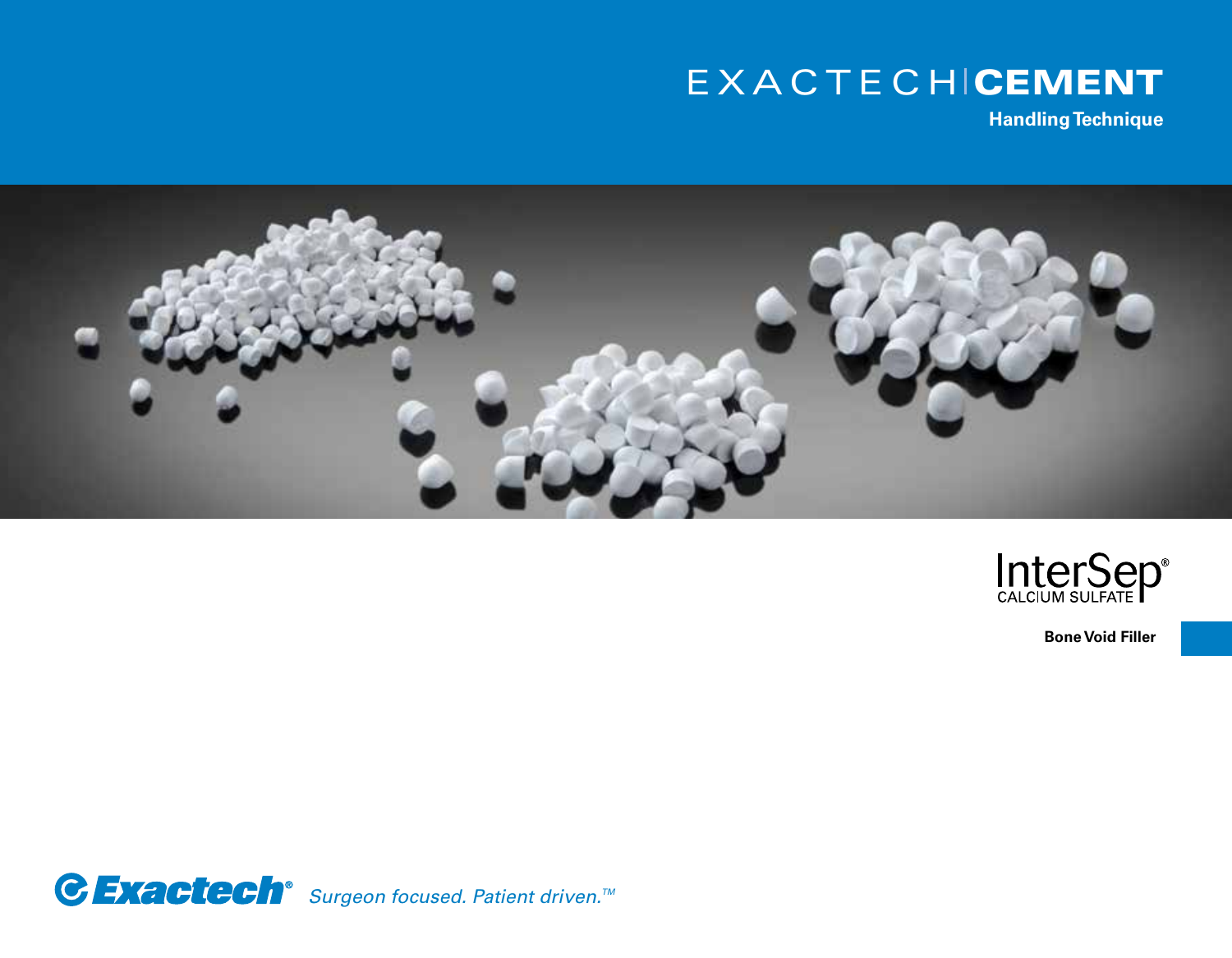# EXACTECH | CEMENT

## Handling Technique

InterSep®
CALCIUM SULFATE

**Bone Void Filler**

Exactech® *Surgeon focused. Patient driven.™*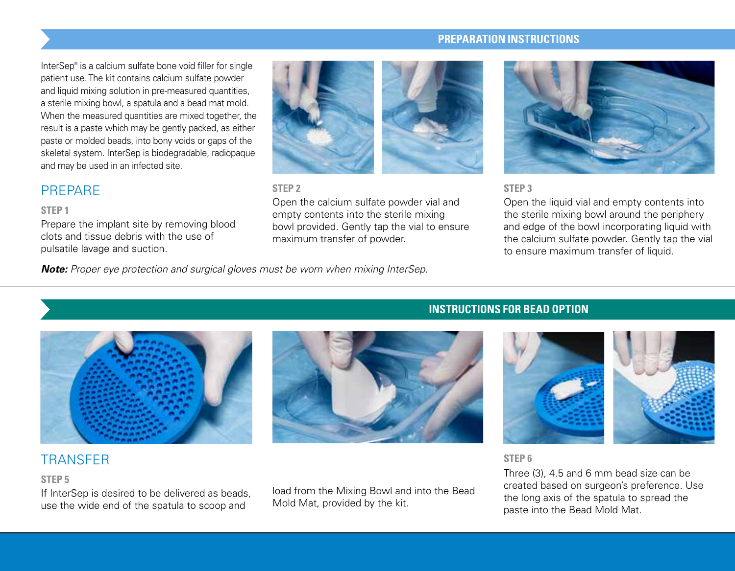## PREPARATION INSTRUCTIONS

InterSep® is a calcium sulfate bone void filler for single patient use. The kit contains calcium sulfate powder and liquid mixing solution in pre-measured quantities, a sterile mixing bowl, a spatula and a bead mat mold. When the measured quantities are mixed together, the result is a paste which may be gently packed, as either paste or molded beads, into bony voids or gaps of the skeletal system. InterSep is biodegradable, radiopaque and may be used in an infected site.

### PREPARE

**STEP 1**

Prepare the implant site by removing blood clots and tissue debris with the use of pulsatile lavage and suction.

**STEP 2**

Open the calcium sulfate powder vial and empty contents into the sterile mixing bowl provided. Gently tap the vial to ensure maximum transfer of powder.

**STEP 3**

Open the liquid vial and empty contents into the sterile mixing bowl around the periphery and edge of the bowl incorporating liquid with the calcium sulfate powder. Gently tap the vial to ensure maximum transfer of liquid.

***Note:*** *Proper eye protection and surgical gloves must be worn when mixing InterSep.*

## INSTRUCTIONS FOR BEAD OPTION

### TRANSFER

**STEP 5**

If InterSep is desired to be delivered as beads, use the wide end of the spatula to scoop and load from the Mixing Bowl and into the Bead Mold Mat, provided by the kit.

**STEP 6**

Three (3), 4.5 and 6 mm bead size can be created based on surgeon's preference. Use the long axis of the spatula to spread the paste into the Bead Mold Mat.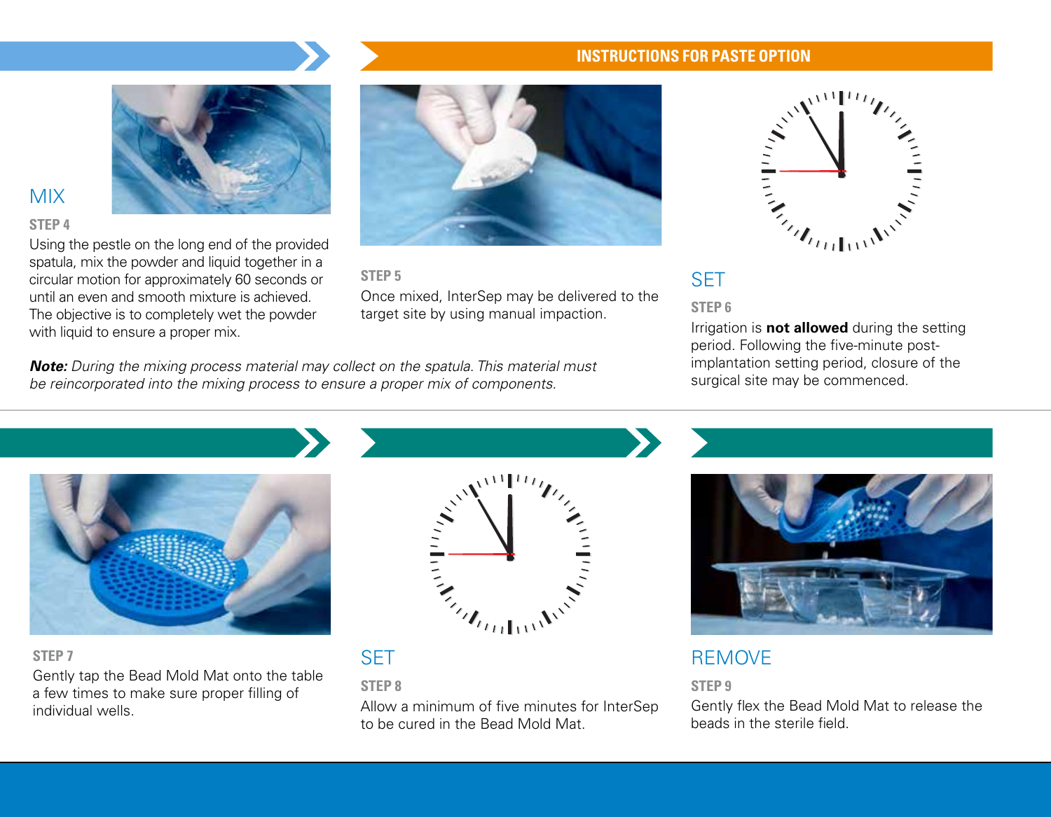## INSTRUCTIONS FOR PASTE OPTION

### MIX

**STEP 4**

Using the pestle on the long end of the provided spatula, mix the powder and liquid together in a circular motion for approximately 60 seconds or until an even and smooth mixture is achieved. The objective is to completely wet the powder with liquid to ensure a proper mix.

**STEP 5**

Once mixed, InterSep may be delivered to the target site by using manual impaction.

***Note:*** *During the mixing process material may collect on the spatula. This material must be reincorporated into the mixing process to ensure a proper mix of components.*

### SET

**STEP 6**

Irrigation is **not allowed** during the setting period. Following the five-minute post-implantation setting period, closure of the surgical site may be commenced.

**STEP 7**

Gently tap the Bead Mold Mat onto the table a few times to make sure proper filling of individual wells.

### SET

**STEP 8**

Allow a minimum of five minutes for InterSep to be cured in the Bead Mold Mat.

### REMOVE

**STEP 9**

Gently flex the Bead Mold Mat to release the beads in the sterile field.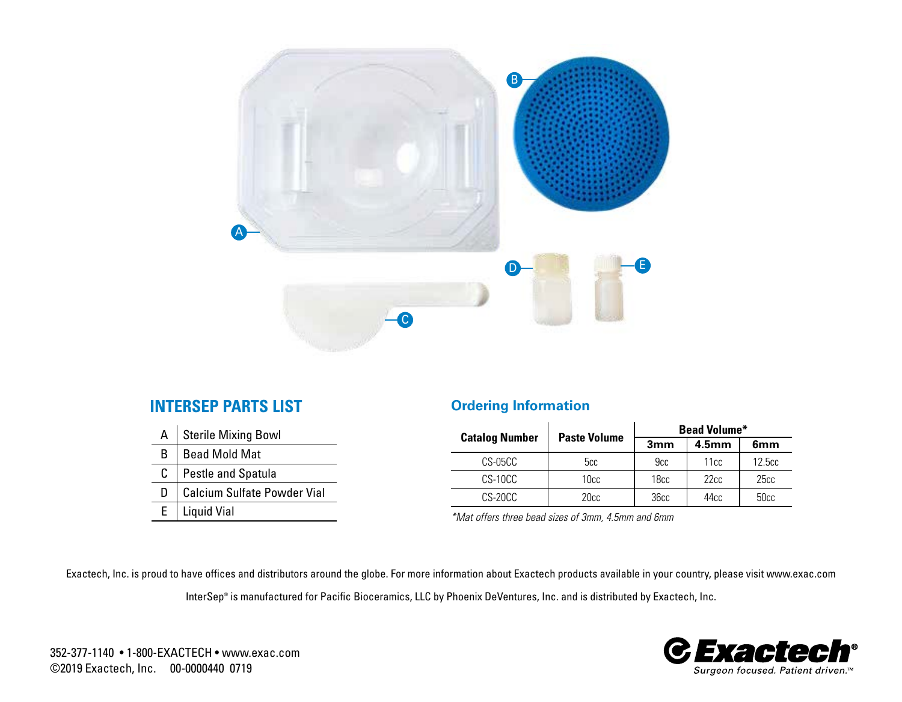A
B
C
D
E

## INTERSEP PARTS LIST

| | |
|---|---|
| A | Sterile Mixing Bowl |
| B | Bead Mold Mat |
| C | Pestle and Spatula |
| D | Calcium Sulfate Powder Vial |
| E | Liquid Vial |

## Ordering Information

| Catalog Number | Paste Volume | Bead Volume* | | |
|---|---|---|---|---|
| | | 3mm | 4.5mm | 6mm |
| CS-05CC | 5cc | 9cc | 11cc | 12.5cc |
| CS-10CC | 10cc | 18cc | 22cc | 25cc |
| CS-20CC | 20cc | 36cc | 44cc | 50cc |

*\*Mat offers three bead sizes of 3mm, 4.5mm and 6mm*

Exactech, Inc. is proud to have offices and distributors around the globe. For more information about Exactech products available in your country, please visit www.exac.com

InterSep® is manufactured for Pacific Bioceramics, LLC by Phoenix DeVentures, Inc. and is distributed by Exactech, Inc.

352-377-1140 • 1-800-EXACTECH • www.exac.com
©2019 Exactech, Inc. 00-0000440 0719

Exactech®
Surgeon focused. Patient driven.™